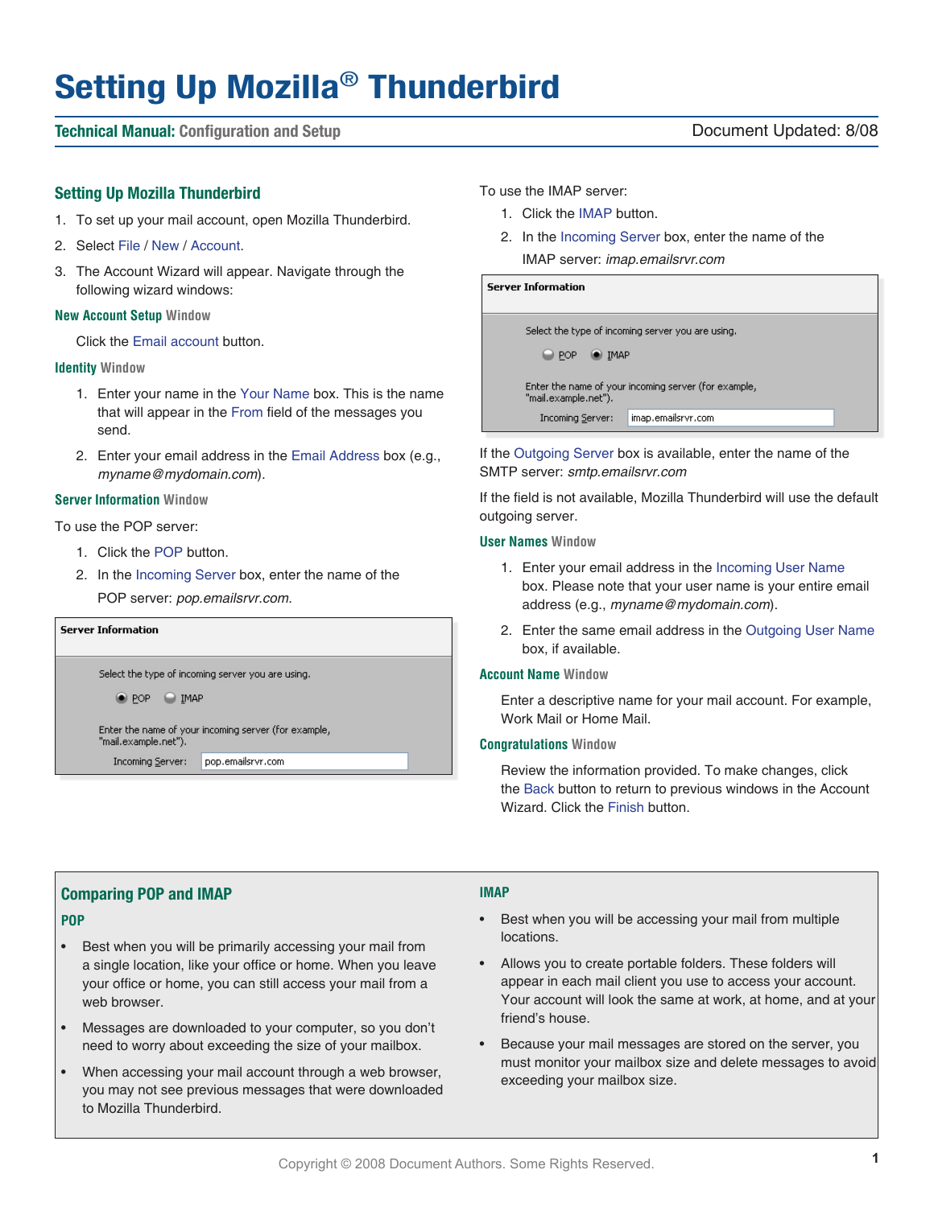# Setting Up Mozilla® Thunderbird

**Technical Manual:** Configuration and Setup — Document Updated: 8/08

## Setting Up Mozilla Thunderbird

1. To set up your mail account, open Mozilla Thunderbird.
2. Select File / New / Account.
3. The Account Wizard will appear. Navigate through the following wizard windows:

### New Account Setup Window

Click the Email account button.

### Identity Window

1. Enter your name in the Your Name box. This is the name that will appear in the From field of the messages you send.
2. Enter your email address in the Email Address box (e.g., *myname@mydomain.com*).

### Server Information Window

To use the POP server:

1. Click the POP button.
2. In the Incoming Server box, enter the name of the POP server: *pop.emailsrvr.com.*

To use the IMAP server:

1. Click the IMAP button.
2. In the Incoming Server box, enter the name of the IMAP server: *imap.emailsrvr.com*

If the Outgoing Server box is available, enter the name of the SMTP server: *smtp.emailsrvr.com*

If the field is not available, Mozilla Thunderbird will use the default outgoing server.

### User Names Window

1. Enter your email address in the Incoming User Name box. Please note that your user name is your entire email address (e.g., *myname@mydomain.com*).
2. Enter the same email address in the Outgoing User Name box, if available.

### Account Name Window

Enter a descriptive name for your mail account. For example, Work Mail or Home Mail.

### Congratulations Window

Review the information provided. To make changes, click the Back button to return to previous windows in the Account Wizard. Click the Finish button.

## Comparing POP and IMAP

### POP

- Best when you will be primarily accessing your mail from a single location, like your office or home. When you leave your office or home, you can still access your mail from a web browser.
- Messages are downloaded to your computer, so you don't need to worry about exceeding the size of your mailbox.
- When accessing your mail account through a web browser, you may not see previous messages that were downloaded to Mozilla Thunderbird.

### IMAP

- Best when you will be accessing your mail from multiple locations.
- Allows you to create portable folders. These folders will appear in each mail client you use to access your account. Your account will look the same at work, at home, and at your friend's house.
- Because your mail messages are stored on the server, you must monitor your mailbox size and delete messages to avoid exceeding your mailbox size.

Copyright © 2008 Document Authors. Some Rights Reserved.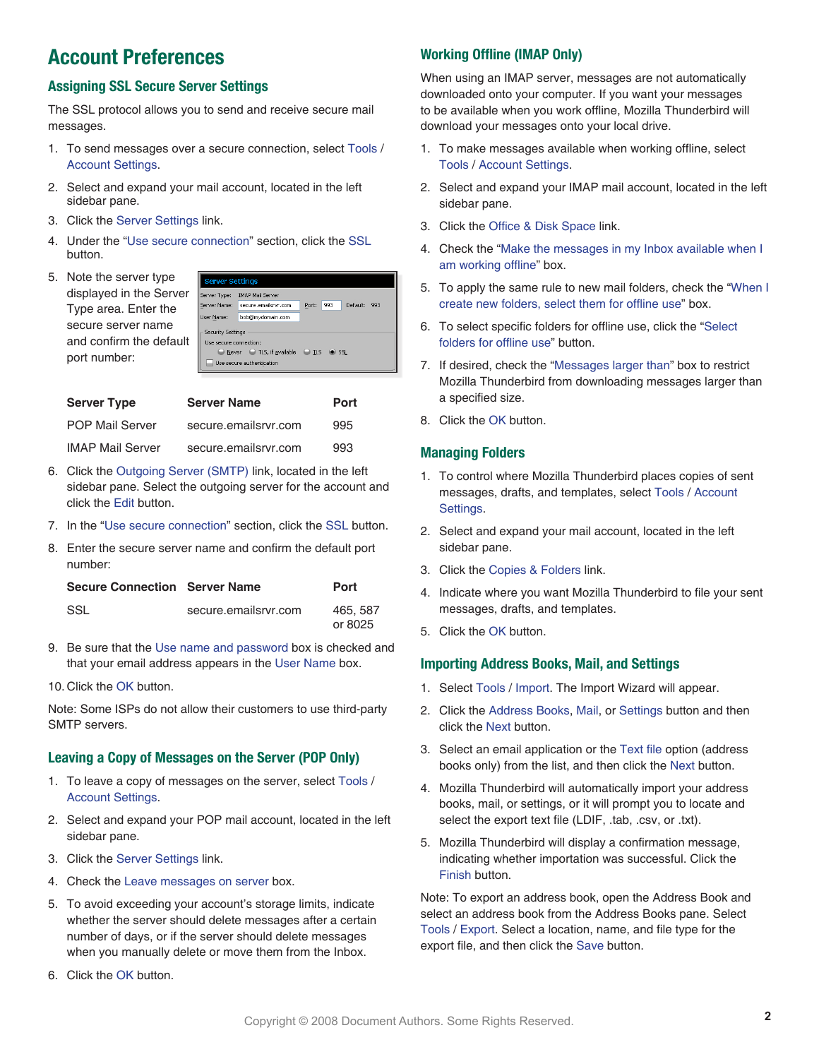# Account Preferences

## Assigning SSL Secure Server Settings

The SSL protocol allows you to send and receive secure mail messages.

1. To send messages over a secure connection, select Tools / Account Settings.
2. Select and expand your mail account, located in the left sidebar pane.
3. Click the Server Settings link.
4. Under the "Use secure connection" section, click the SSL button.
5. Note the server type displayed in the Server Type area. Enter the secure server name and confirm the default port number:

| Server Type | Server Name | Port |
|---|---|---|
| POP Mail Server | secure.emailsrvr.com | 995 |
| IMAP Mail Server | secure.emailsrvr.com | 993 |

6. Click the Outgoing Server (SMTP) link, located in the left sidebar pane. Select the outgoing server for the account and click the Edit button.
7. In the "Use secure connection" section, click the SSL button.
8. Enter the secure server name and confirm the default port number:

| Secure Connection | Server Name | Port |
|---|---|---|
| SSL | secure.emailsrvr.com | 465, 587 or 8025 |

9. Be sure that the Use name and password box is checked and that your email address appears in the User Name box.
10. Click the OK button.

Note: Some ISPs do not allow their customers to use third-party SMTP servers.

## Leaving a Copy of Messages on the Server (POP Only)

1. To leave a copy of messages on the server, select Tools / Account Settings.
2. Select and expand your POP mail account, located in the left sidebar pane.
3. Click the Server Settings link.
4. Check the Leave messages on server box.
5. To avoid exceeding your account's storage limits, indicate whether the server should delete messages after a certain number of days, or if the server should delete messages when you manually delete or move them from the Inbox.
6. Click the OK button.

## Working Offline (IMAP Only)

When using an IMAP server, messages are not automatically downloaded onto your computer. If you want your messages to be available when you work offline, Mozilla Thunderbird will download your messages onto your local drive.

1. To make messages available when working offline, select Tools / Account Settings.
2. Select and expand your IMAP mail account, located in the left sidebar pane.
3. Click the Office & Disk Space link.
4. Check the "Make the messages in my Inbox available when I am working offline" box.
5. To apply the same rule to new mail folders, check the "When I create new folders, select them for offline use" box.
6. To select specific folders for offline use, click the "Select folders for offline use" button.
7. If desired, check the "Messages larger than" box to restrict Mozilla Thunderbird from downloading messages larger than a specified size.
8. Click the OK button.

## Managing Folders

1. To control where Mozilla Thunderbird places copies of sent messages, drafts, and templates, select Tools / Account Settings.
2. Select and expand your mail account, located in the left sidebar pane.
3. Click the Copies & Folders link.
4. Indicate where you want Mozilla Thunderbird to file your sent messages, drafts, and templates.
5. Click the OK button.

## Importing Address Books, Mail, and Settings

1. Select Tools / Import. The Import Wizard will appear.
2. Click the Address Books, Mail, or Settings button and then click the Next button.
3. Select an email application or the Text file option (address books only) from the list, and then click the Next button.
4. Mozilla Thunderbird will automatically import your address books, mail, or settings, or it will prompt you to locate and select the export text file (LDIF, .tab, .csv, or .txt).
5. Mozilla Thunderbird will display a confirmation message, indicating whether importation was successful. Click the Finish button.

Note: To export an address book, open the Address Book and select an address book from the Address Books pane. Select Tools / Export. Select a location, name, and file type for the export file, and then click the Save button.

Copyright © 2008 Document Authors. Some Rights Reserved.